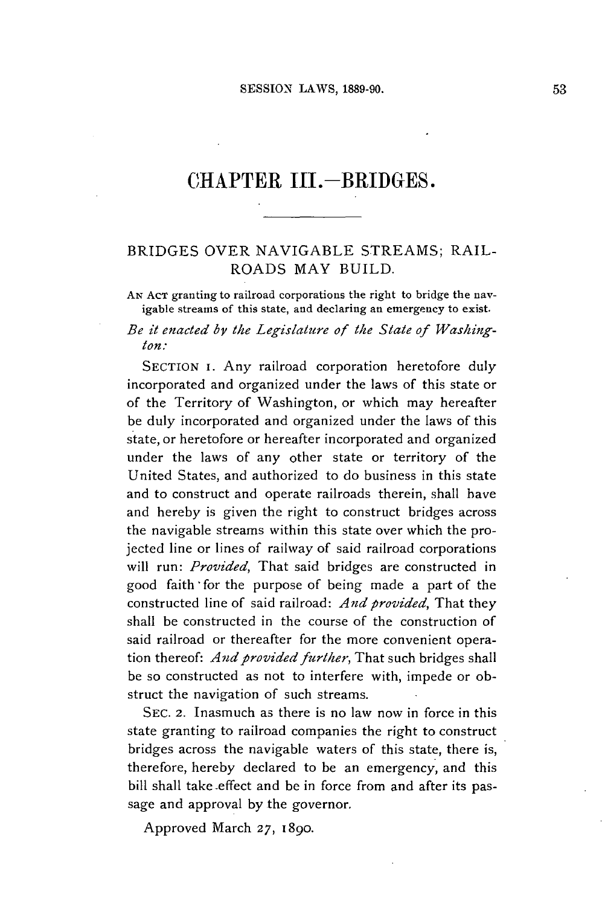# CHAPTER III.—BRIDGES.

## BRIDGES OVER NAVIGABLE STREAMS; RAILROADS MAY BUILD.

AN ACT granting to railroad corporations the right to bridge the navigable streams of this state, and declaring an emergency to exist.

*Be it enacted by the Legislature of the State of Washington:*

SECTION 1. Any railroad corporation heretofore duly incorporated and organized under the laws of this state or of the Territory of Washington, or which may hereafter be duly incorporated and organized under the laws of this state, or heretofore or hereafter incorporated and organized under the laws of any other state or territory of the United States, and authorized to do business in this state and to construct and operate railroads therein, shall have and hereby is given the right to construct bridges across the navigable streams within this state over which the projected line or lines of railway of said railroad corporations will run: *Provided,* That said bridges are constructed in good faith for the purpose of being made a part of the constructed line of said railroad: *And provided,* That they shall be constructed in the course of the construction of said railroad or thereafter for the more convenient operation thereof: *And provided further,* That such bridges shall be so constructed as not to interfere with, impede or obstruct the navigation of such streams.

SEC. 2. Inasmuch as there is no law now in force in this state granting to railroad companies the right to construct bridges across the navigable waters of this state, there is, therefore, hereby declared to be an emergency, and this bill shall take effect and be in force from and after its passage and approval by the governor.

Approved March 27, 1890.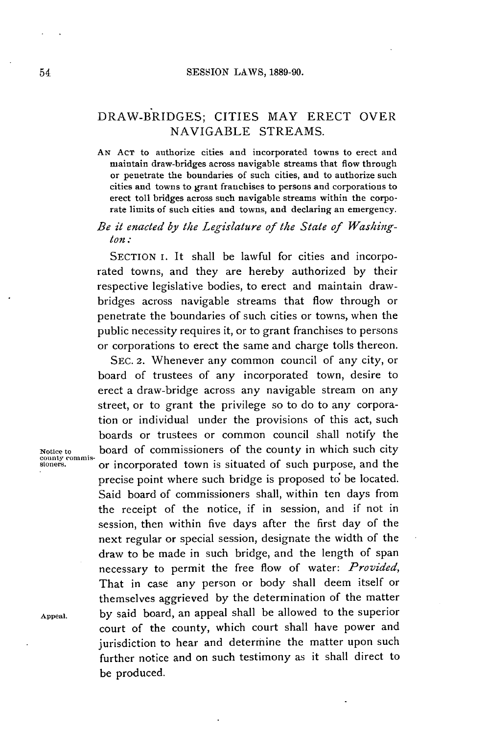## DRAW-BRIDGES; CITIES MAY ERECT OVER NAVIGABLE STREAMS.

AN ACT to authorize cities and incorporated towns to erect and maintain draw-bridges across navigable streams that flow through or penetrate the boundaries of such cities, and to authorize such cities and towns to grant franchises to persons and corporations to erect toll bridges across such navigable streams within the corporate limits of such cities and towns, and declaring an emergency.

*Be it enacted by the Legislature of the State of Washington:*

SECTION 1. It shall be lawful for cities and incorporated towns, and they are hereby authorized by their respective legislative bodies, to erect and maintain draw-bridges across navigable streams that flow through or penetrate the boundaries of such cities or towns, when the public necessity requires it, or to grant franchises to persons or corporations to erect the same and charge tolls thereon.

SEC. 2. Whenever any common council of any city, or board of trustees of any incorporated town, desire to erect a draw-bridge across any navigable stream on any street, or to grant the privilege so to do to any corporation or individual under the provisions of this act, such boards or trustees or common council shall notify the board of commissioners of the county in which such city or incorporated town is situated of such purpose, and the precise point where such bridge is proposed to be located. Said board of commissioners shall, within ten days from the receipt of the notice, if in session, and if not in session, then within five days after the first day of the next regular or special session, designate the width of the draw to be made in such bridge, and the length of span necessary to permit the free flow of water: *Provided*, That in case any person or body shall deem itself or themselves aggrieved by the determination of the matter by said board, an appeal shall be allowed to the superior court of the county, which court shall have power and jurisdiction to hear and determine the matter upon such further notice and on such testimony as it shall direct to be produced.

Notice to county commissioners.

Appeal.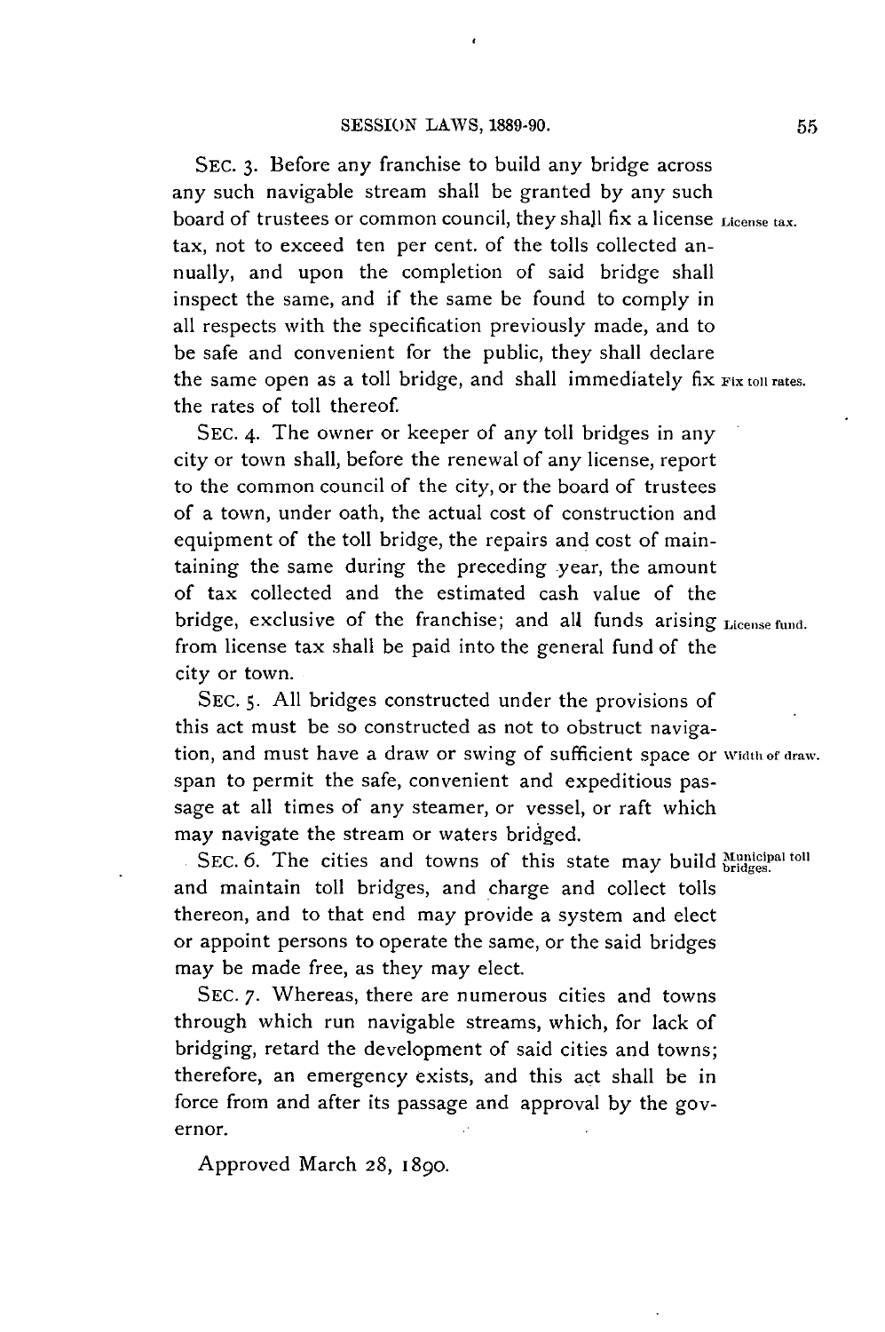SEC. 3. Before any franchise to build any bridge across any such navigable stream shall be granted by any such board of trustees or common council, they shall fix a license tax, not to exceed ten per cent. of the tolls collected annually, and upon the completion of said bridge shall inspect the same, and if the same be found to comply in all respects with the specification previously made, and to be safe and convenient for the public, they shall declare the same open as a toll bridge, and shall immediately fix the rates of toll thereof.

License tax.

Fix toll rates.

SEC. 4. The owner or keeper of any toll bridges in any city or town shall, before the renewal of any license, report to the common council of the city, or the board of trustees of a town, under oath, the actual cost of construction and equipment of the toll bridge, the repairs and cost of maintaining the same during the preceding year, the amount of tax collected and the estimated cash value of the bridge, exclusive of the franchise; and all funds arising from license tax shall be paid into the general fund of the city or town.

License fund.

SEC. 5. All bridges constructed under the provisions of this act must be so constructed as not to obstruct navigation, and must have a draw or swing of sufficient space or span to permit the safe, convenient and expeditious passage at all times of any steamer, or vessel, or raft which may navigate the stream or waters bridged.

Width of draw.

SEC. 6. The cities and towns of this state may build and maintain toll bridges, and charge and collect tolls thereon, and to that end may provide a system and elect or appoint persons to operate the same, or the said bridges may be made free, as they may elect.

Municipal toll bridges.

SEC. 7. Whereas, there are numerous cities and towns through which run navigable streams, which, for lack of bridging, retard the development of said cities and towns; therefore, an emergency exists, and this act shall be in force from and after its passage and approval by the governor.

Approved March 28, 1890.